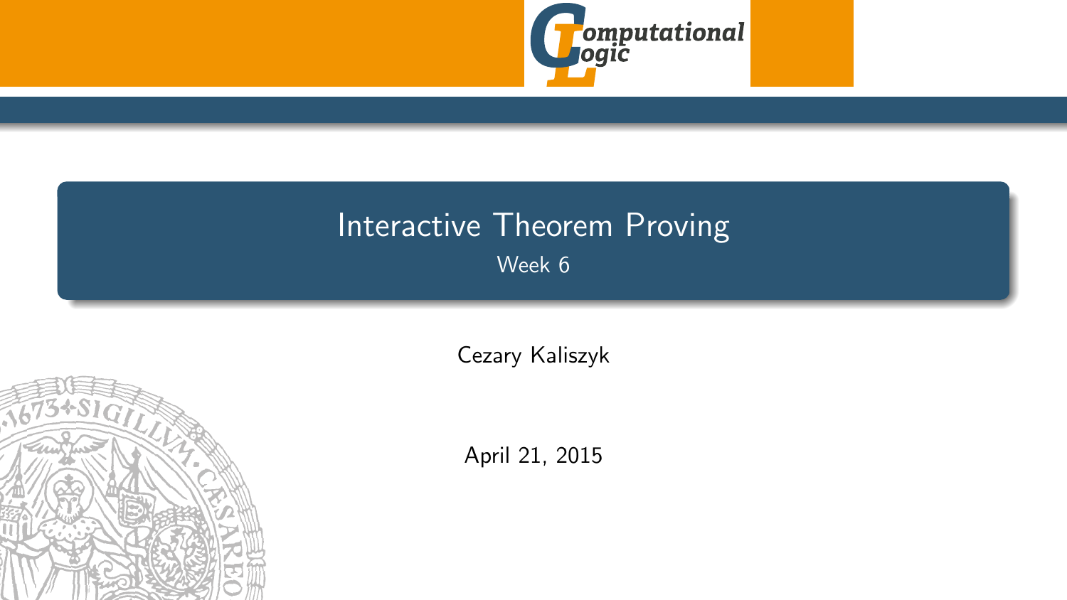# Interactive Theorem Proving

Week 6

Cezary Kaliszyk

April 21, 2015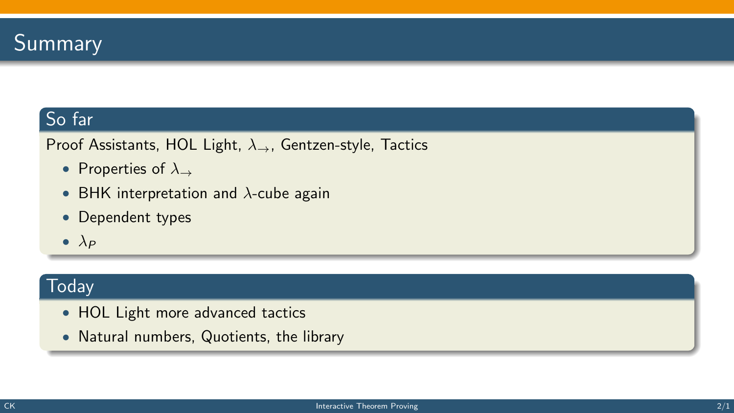# Summary

## So far

Proof Assistants, HOL Light, $\lambda_{\rightarrow}$, Gentzen-style, Tactics

- Properties of $\lambda_{\rightarrow}$
- BHK interpretation and $\lambda$-cube again
- Dependent types
- $\lambda_P$

## Today

- HOL Light more advanced tactics
- Natural numbers, Quotients, the library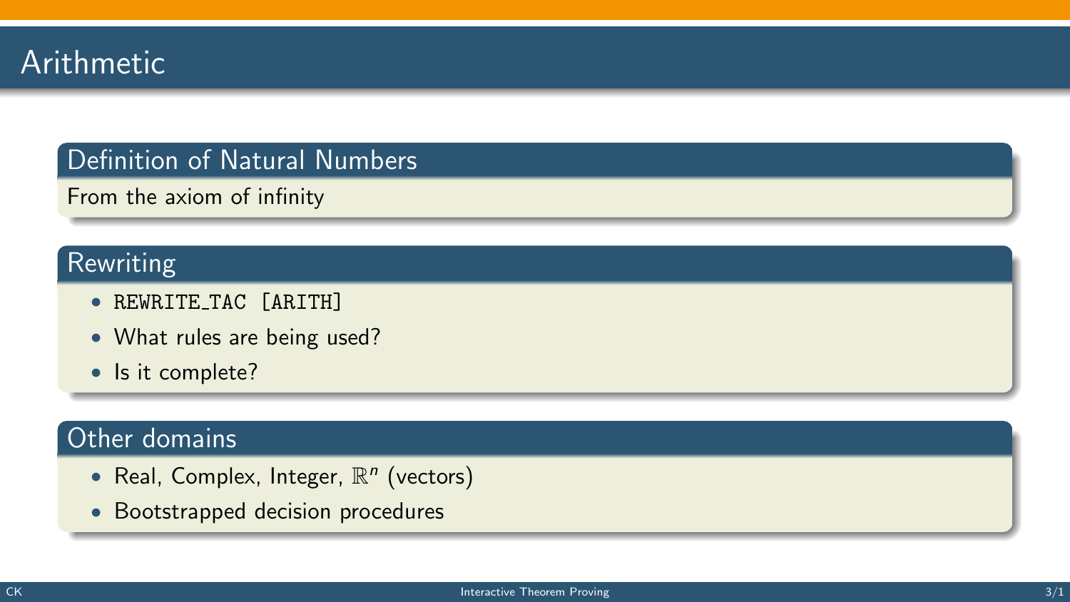# Arithmetic

## Definition of Natural Numbers

From the axiom of infinity

## Rewriting

- `REWRITE_TAC [ARITH]`
- What rules are being used?
- Is it complete?

## Other domains

- Real, Complex, Integer, $\mathbb{R}^n$ (vectors)
- Bootstrapped decision procedures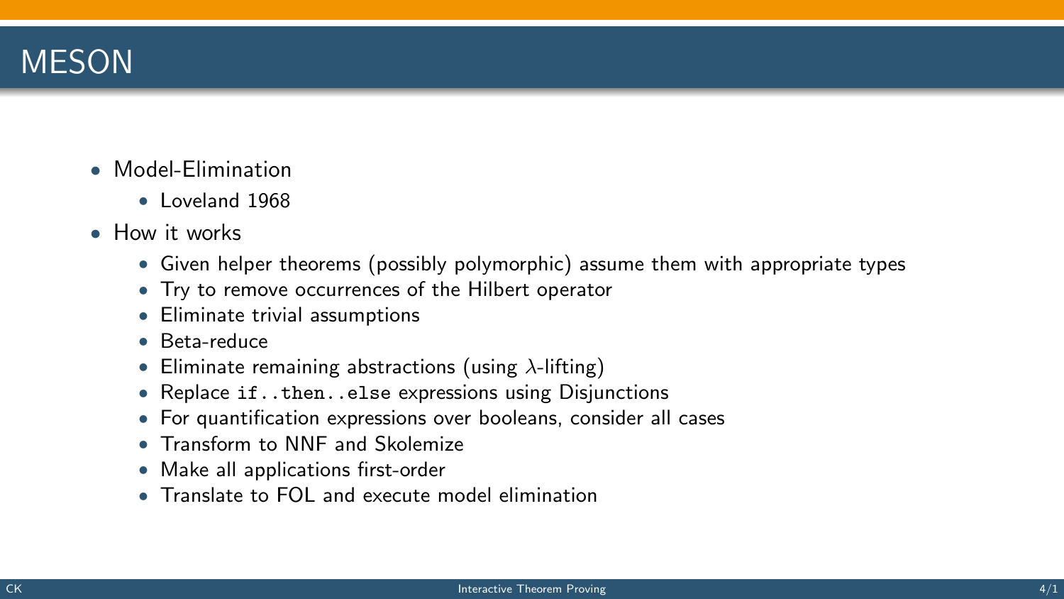# MESON

- Model-Elimination
  - Loveland 1968
- How it works
  - Given helper theorems (possibly polymorphic) assume them with appropriate types
  - Try to remove occurrences of the Hilbert operator
  - Eliminate trivial assumptions
  - Beta-reduce
  - Eliminate remaining abstractions (using $\lambda$-lifting)
  - Replace `if..then..else` expressions using Disjunctions
  - For quantification expressions over booleans, consider all cases
  - Transform to NNF and Skolemize
  - Make all applications first-order
  - Translate to FOL and execute model elimination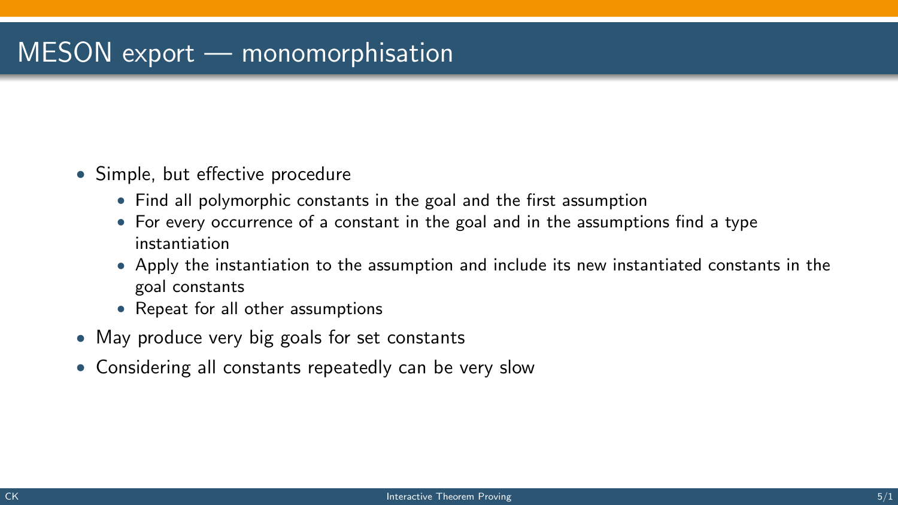# MESON export — monomorphisation

- Simple, but effective procedure
  - Find all polymorphic constants in the goal and the first assumption
  - For every occurrence of a constant in the goal and in the assumptions find a type instantiation
  - Apply the instantiation to the assumption and include its new instantiated constants in the goal constants
  - Repeat for all other assumptions
- May produce very big goals for set constants
- Considering all constants repeatedly can be very slow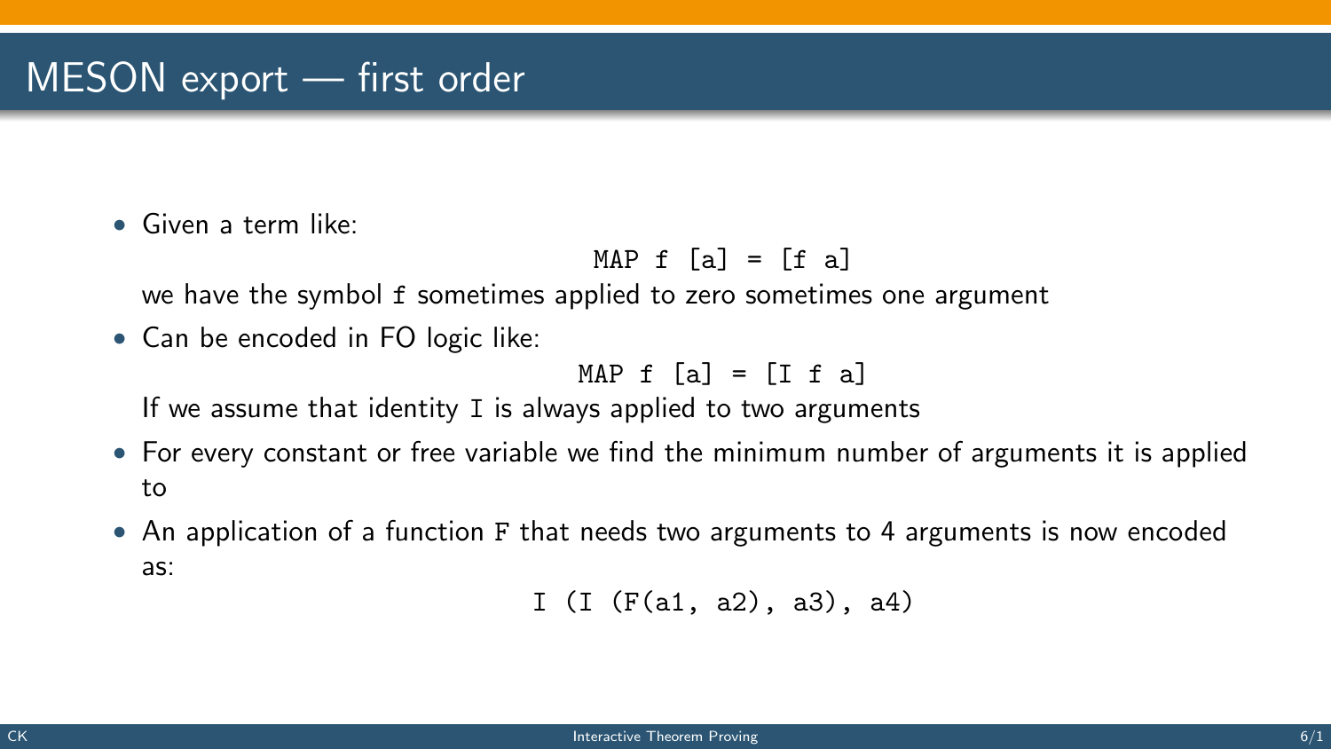# MESON export — first order

- Given a term like:

```
MAP f [a] = [f a]
```

  we have the symbol `f` sometimes applied to zero sometimes one argument

- Can be encoded in FO logic like:

```
MAP f [a] = [I f a]
```

  If we assume that identity `I` is always applied to two arguments

- For every constant or free variable we find the minimum number of arguments it is applied to
- An application of a function `F` that needs two arguments to 4 arguments is now encoded as:

```
I (I (F(a1, a2), a3), a4)
```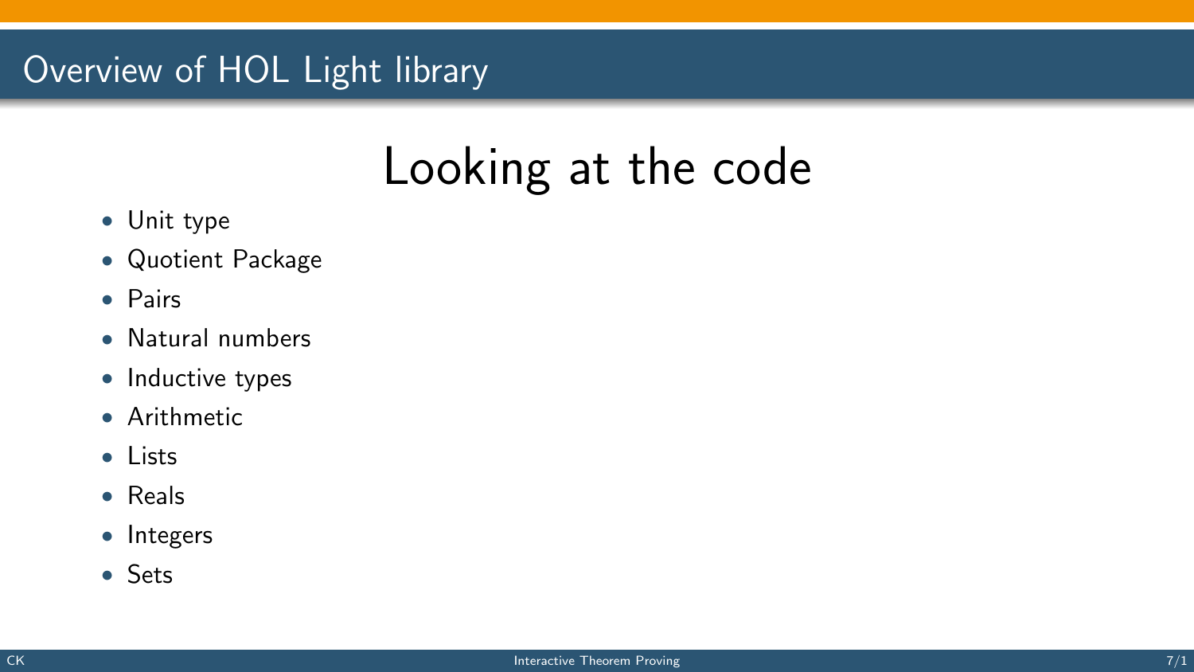## Overview of HOL Light library

# Looking at the code

- Unit type
- Quotient Package
- Pairs
- Natural numbers
- Inductive types
- Arithmetic
- Lists
- Reals
- Integers
- Sets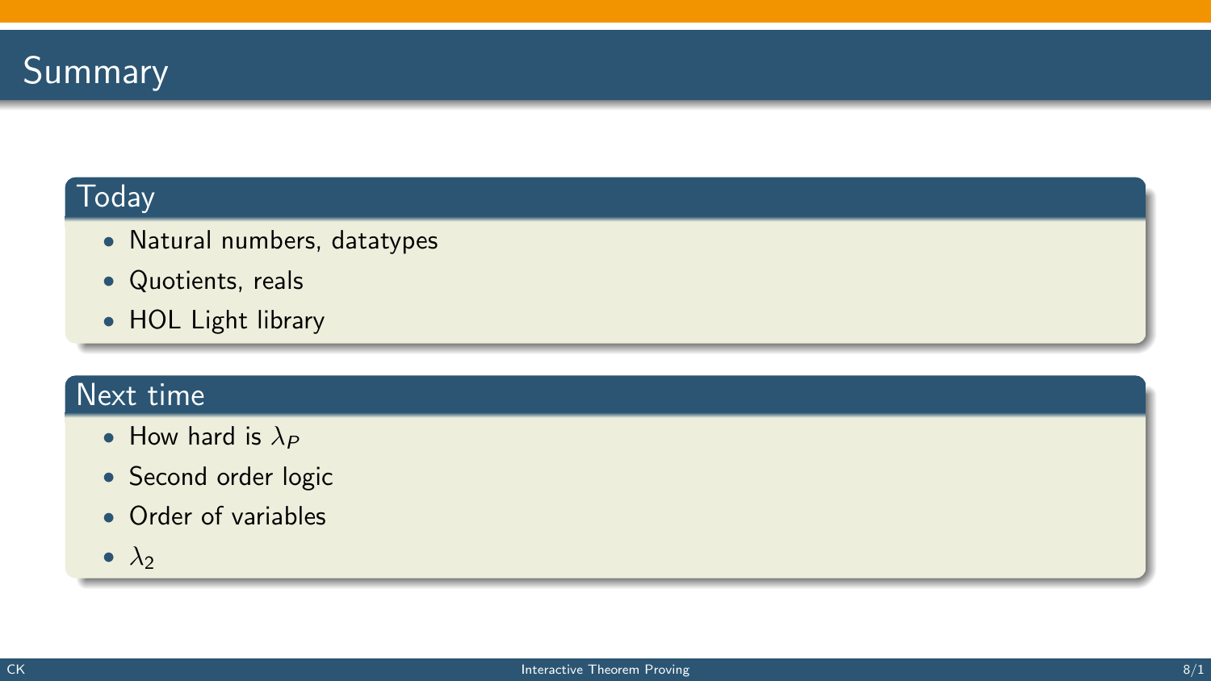# Summary

## Today

- Natural numbers, datatypes
- Quotients, reals
- HOL Light library

## Next time

- How hard is $\lambda_P$
- Second order logic
- Order of variables
- $\lambda_2$